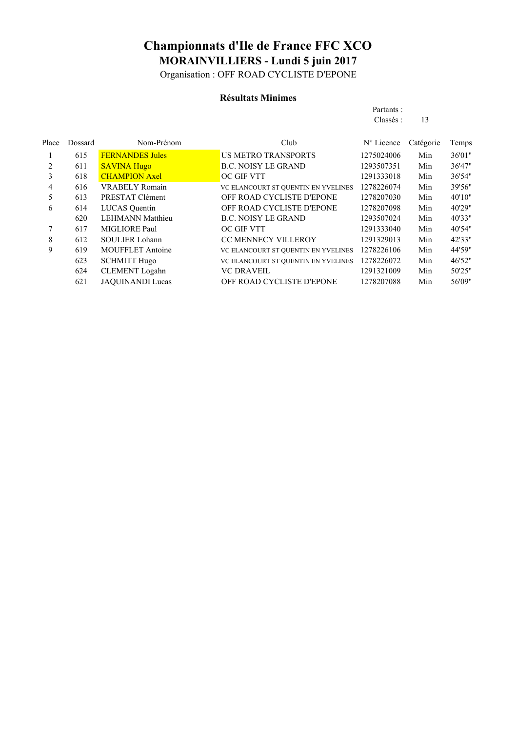# Championnats d'Ile de France FFC XCO

## MORAINVILLIERS - Lundi 5 juin 2017

Organisation : OFF ROAD CYCLISTE D'EPONE

### Résultats Minimes

Partants :
Classés : 13

| Place | Dossard | Nom-Prénom | Club | N° Licence | Catégorie | Temps |
|---|---|---|---|---|---|---|
| 1 | 615 | FERNANDES Jules | US METRO TRANSPORTS | 1275024006 | Min | 36'01" |
| 2 | 611 | SAVINA Hugo | B.C. NOISY LE GRAND | 1293507351 | Min | 36'47" |
| 3 | 618 | CHAMPION Axel | OC GIF VTT | 1291333018 | Min | 36'54" |
| 4 | 616 | VRABELY Romain | VC ELANCOURT ST QUENTIN EN YVELINES | 1278226074 | Min | 39'56" |
| 5 | 613 | PRESTAT Clément | OFF ROAD CYCLISTE D'EPONE | 1278207030 | Min | 40'10" |
| 6 | 614 | LUCAS Quentin | OFF ROAD CYCLISTE D'EPONE | 1278207098 | Min | 40'29" |
| | 620 | LEHMANN Matthieu | B.C. NOISY LE GRAND | 1293507024 | Min | 40'33" |
| 7 | 617 | MIGLIORE Paul | OC GIF VTT | 1291333040 | Min | 40'54" |
| 8 | 612 | SOULIER Lohann | CC MENNECY VILLEROY | 1291329013 | Min | 42'33" |
| 9 | 619 | MOUFFLET Antoine | VC ELANCOURT ST QUENTIN EN YVELINES | 1278226106 | Min | 44'59" |
| | 623 | SCHMITT Hugo | VC ELANCOURT ST QUENTIN EN YVELINES | 1278226072 | Min | 46'52" |
| | 624 | CLEMENT Logahn | VC DRAVEIL | 1291321009 | Min | 50'25" |
| | 621 | JAQUINANDI Lucas | OFF ROAD CYCLISTE D'EPONE | 1278207088 | Min | 56'09" |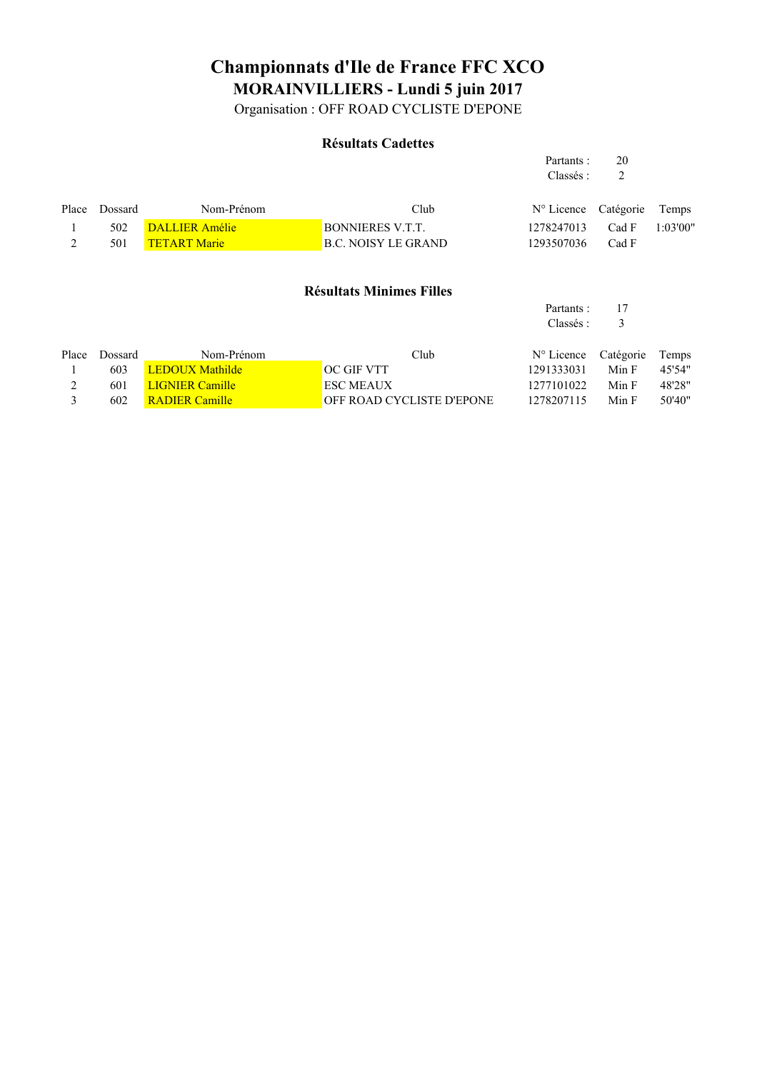# Championnats d'Ile de France FFC XCO

## MORAINVILLIERS - Lundi 5 juin 2017

Organisation : OFF ROAD CYCLISTE D'EPONE

### Résultats Cadettes

Partants : 20
Classés : 2

| Place | Dossard | Nom-Prénom | Club | N° Licence | Catégorie | Temps |
|---|---|---|---|---|---|---|
| 1 | 502 | DALLIER Amélie | BONNIERES V.T.T. | 1278247013 | Cad F | 1:03'00" |
| 2 | 501 | TETART Marie | B.C. NOISY LE GRAND | 1293507036 | Cad F | |

### Résultats Minimes Filles

Partants : 17
Classés : 3

| Place | Dossard | Nom-Prénom | Club | N° Licence | Catégorie | Temps |
|---|---|---|---|---|---|---|
| 1 | 603 | LEDOUX Mathilde | OC GIF VTT | 1291333031 | Min F | 45'54" |
| 2 | 601 | LIGNIER Camille | ESC MEAUX | 1277101022 | Min F | 48'28" |
| 3 | 602 | RADIER Camille | OFF ROAD CYCLISTE D'EPONE | 1278207115 | Min F | 50'40" |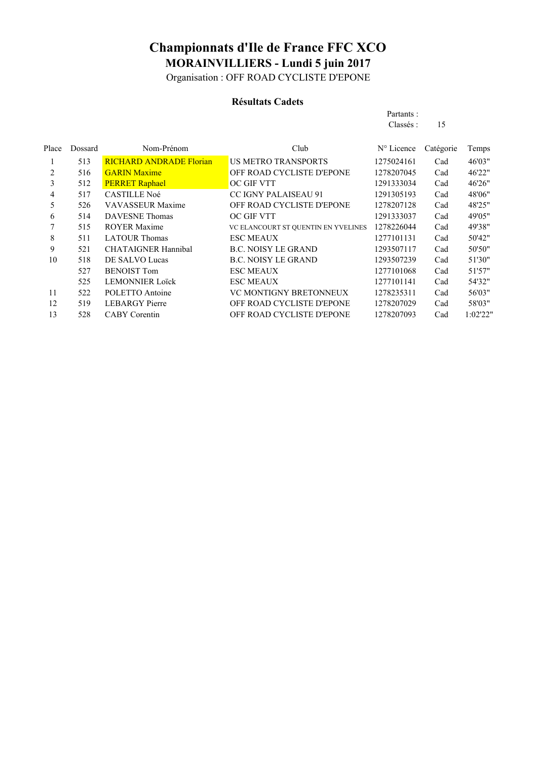# Championnats d'Ile de France FFC XCO

## MORAINVILLIERS - Lundi 5 juin 2017

Organisation : OFF ROAD CYCLISTE D'EPONE

### Résultats Cadets

Partants :
Classés : 15

| Place | Dossard | Nom-Prénom | Club | N° Licence | Catégorie | Temps |
|---|---|---|---|---|---|---|
| 1 | 513 | RICHARD ANDRADE Florian | US METRO TRANSPORTS | 1275024161 | Cad | 46'03" |
| 2 | 516 | GARIN Maxime | OFF ROAD CYCLISTE D'EPONE | 1278207045 | Cad | 46'22" |
| 3 | 512 | PERRET Raphael | OC GIF VTT | 1291333034 | Cad | 46'26" |
| 4 | 517 | CASTILLE Noé | CC IGNY PALAISEAU 91 | 1291305193 | Cad | 48'06" |
| 5 | 526 | VAVASSEUR Maxime | OFF ROAD CYCLISTE D'EPONE | 1278207128 | Cad | 48'25" |
| 6 | 514 | DAVESNE Thomas | OC GIF VTT | 1291333037 | Cad | 49'05" |
| 7 | 515 | ROYER Maxime | VC ELANCOURT ST QUENTIN EN YVELINES | 1278226044 | Cad | 49'38" |
| 8 | 511 | LATOUR Thomas | ESC MEAUX | 1277101131 | Cad | 50'42" |
| 9 | 521 | CHATAIGNER Hannibal | B.C. NOISY LE GRAND | 1293507117 | Cad | 50'50" |
| 10 | 518 | DE SALVO Lucas | B.C. NOISY LE GRAND | 1293507239 | Cad | 51'30" |
| | 527 | BENOIST Tom | ESC MEAUX | 1277101068 | Cad | 51'57" |
| | 525 | LEMONNIER Loïck | ESC MEAUX | 1277101141 | Cad | 54'32" |
| 11 | 522 | POLETTO Antoine | VC MONTIGNY BRETONNEUX | 1278235311 | Cad | 56'03" |
| 12 | 519 | LEBARGY Pierre | OFF ROAD CYCLISTE D'EPONE | 1278207029 | Cad | 58'03" |
| 13 | 528 | CABY Corentin | OFF ROAD CYCLISTE D'EPONE | 1278207093 | Cad | 1:02'22" |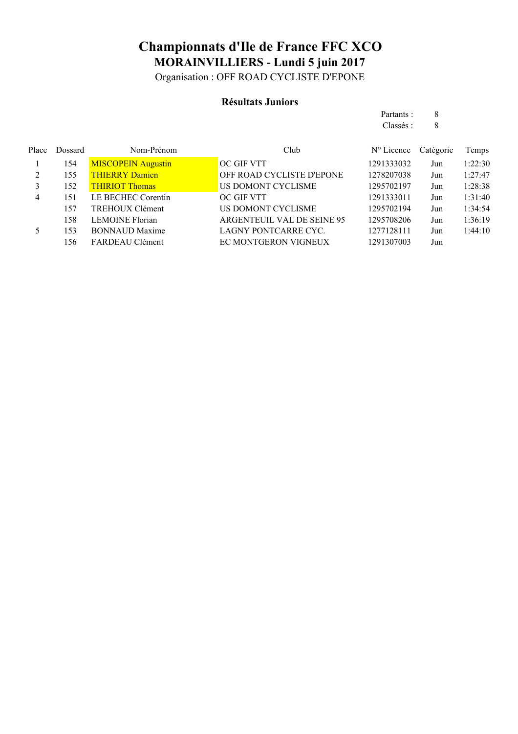# Championnats d'Ile de France FFC XCO

## MORAINVILLIERS - Lundi 5 juin 2017

Organisation : OFF ROAD CYCLISTE D'EPONE

### Résultats Juniors

Partants : 8
Classés : 8

| Place | Dossard | Nom-Prénom | Club | N° Licence | Catégorie | Temps |
|---|---|---|---|---|---|---|
| 1 | 154 | MISCOPEIN Augustin | OC GIF VTT | 1291333032 | Jun | 1:22:30 |
| 2 | 155 | THIERRY Damien | OFF ROAD CYCLISTE D'EPONE | 1278207038 | Jun | 1:27:47 |
| 3 | 152 | THIRIOT Thomas | US DOMONT CYCLISME | 1295702197 | Jun | 1:28:38 |
| 4 | 151 | LE BECHEC Corentin | OC GIF VTT | 1291333011 | Jun | 1:31:40 |
| | 157 | TREHOUX Clément | US DOMONT CYCLISME | 1295702194 | Jun | 1:34:54 |
| | 158 | LEMOINE Florian | ARGENTEUIL VAL DE SEINE 95 | 1295708206 | Jun | 1:36:19 |
| 5 | 153 | BONNAUD Maxime | LAGNY PONTCARRE CYC. | 1277128111 | Jun | 1:44:10 |
| | 156 | FARDEAU Clément | EC MONTGERON VIGNEUX | 1291307003 | Jun | |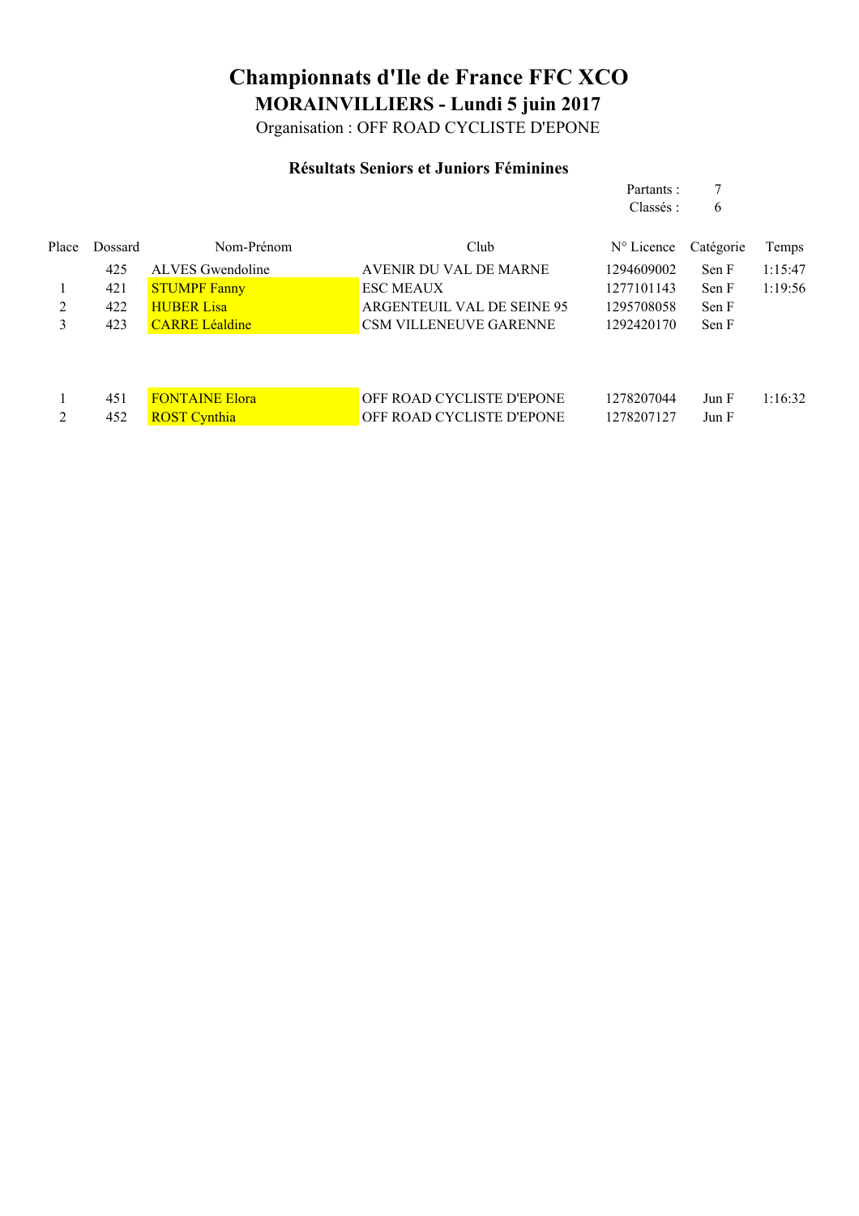# Championnats d'Ile de France FFC XCO

## MORAINVILLIERS - Lundi 5 juin 2017

Organisation : OFF ROAD CYCLISTE D'EPONE

### Résultats Seniors et Juniors Féminines

Partants : 7

Classés : 6

| Place | Dossard | Nom-Prénom | Club | N° Licence | Catégorie | Temps |
|---|---|---|---|---|---|---|
| | 425 | ALVES Gwendoline | AVENIR DU VAL DE MARNE | 1294609002 | Sen F | 1:15:47 |
| 1 | 421 | STUMPF Fanny | ESC MEAUX | 1277101143 | Sen F | 1:19:56 |
| 2 | 422 | HUBER Lisa | ARGENTEUIL VAL DE SEINE 95 | 1295708058 | Sen F | |
| 3 | 423 | CARRE Léaldine | CSM VILLENEUVE GARENNE | 1292420170 | Sen F | |
| | | | | | | |
| 1 | 451 | FONTAINE Elora | OFF ROAD CYCLISTE D'EPONE | 1278207044 | Jun F | 1:16:32 |
| 2 | 452 | ROST Cynthia | OFF ROAD CYCLISTE D'EPONE | 1278207127 | Jun F | |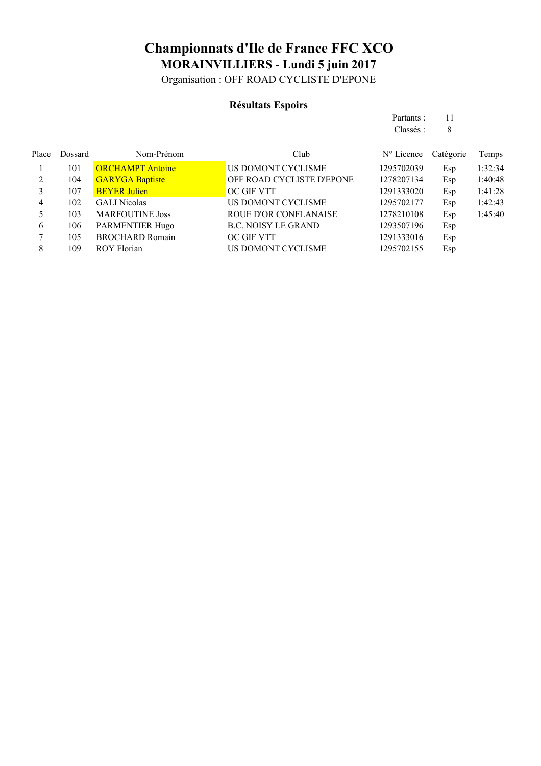# Championnats d'Ile de France FFC XCO

## MORAINVILLIERS - Lundi 5 juin 2017

Organisation : OFF ROAD CYCLISTE D'EPONE

### Résultats Espoirs

Partants : 11

Classés : 8

| Place | Dossard | Nom-Prénom | Club | N° Licence | Catégorie | Temps |
|---|---|---|---|---|---|---|
| 1 | 101 | ORCHAMPT Antoine | US DOMONT CYCLISME | 1295702039 | Esp | 1:32:34 |
| 2 | 104 | GARYGA Baptiste | OFF ROAD CYCLISTE D'EPONE | 1278207134 | Esp | 1:40:48 |
| 3 | 107 | BEYER Julien | OC GIF VTT | 1291333020 | Esp | 1:41:28 |
| 4 | 102 | GALI Nicolas | US DOMONT CYCLISME | 1295702177 | Esp | 1:42:43 |
| 5 | 103 | MARFOUTINE Joss | ROUE D'OR CONFLANAISE | 1278210108 | Esp | 1:45:40 |
| 6 | 106 | PARMENTIER Hugo | B.C. NOISY LE GRAND | 1293507196 | Esp | |
| 7 | 105 | BROCHARD Romain | OC GIF VTT | 1291333016 | Esp | |
| 8 | 109 | ROY Florian | US DOMONT CYCLISME | 1295702155 | Esp | |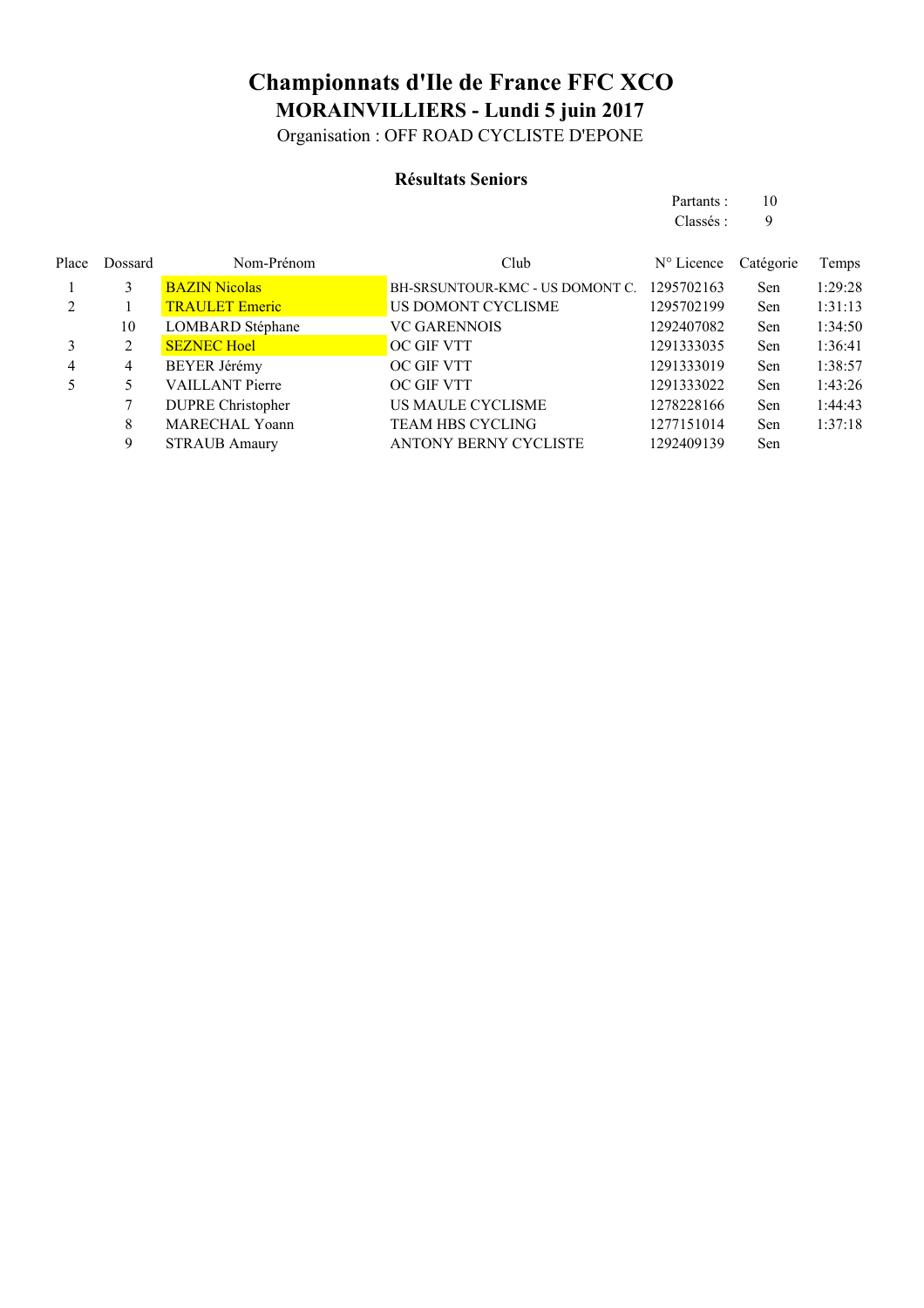# Championnats d'Ile de France FFC XCO

## MORAINVILLIERS - Lundi 5 juin 2017

Organisation : OFF ROAD CYCLISTE D'EPONE

### Résultats Seniors

Partants : 10

Classés : 9

| Place | Dossard | Nom-Prénom | Club | N° Licence | Catégorie | Temps |
|---|---|---|---|---|---|---|
| 1 | 3 | BAZIN Nicolas | BH-SRSUNTOUR-KMC - US DOMONT C. | 1295702163 | Sen | 1:29:28 |
| 2 | 1 | TRAULET Emeric | US DOMONT CYCLISME | 1295702199 | Sen | 1:31:13 |
| | 10 | LOMBARD Stéphane | VC GARENNOIS | 1292407082 | Sen | 1:34:50 |
| 3 | 2 | SEZNEC Hoel | OC GIF VTT | 1291333035 | Sen | 1:36:41 |
| 4 | 4 | BEYER Jérémy | OC GIF VTT | 1291333019 | Sen | 1:38:57 |
| 5 | 5 | VAILLANT Pierre | OC GIF VTT | 1291333022 | Sen | 1:43:26 |
| | 7 | DUPRE Christopher | US MAULE CYCLISME | 1278228166 | Sen | 1:44:43 |
| | 8 | MARECHAL Yoann | TEAM HBS CYCLING | 1277151014 | Sen | 1:37:18 |
| | 9 | STRAUB Amaury | ANTONY BERNY CYCLISTE | 1292409139 | Sen | |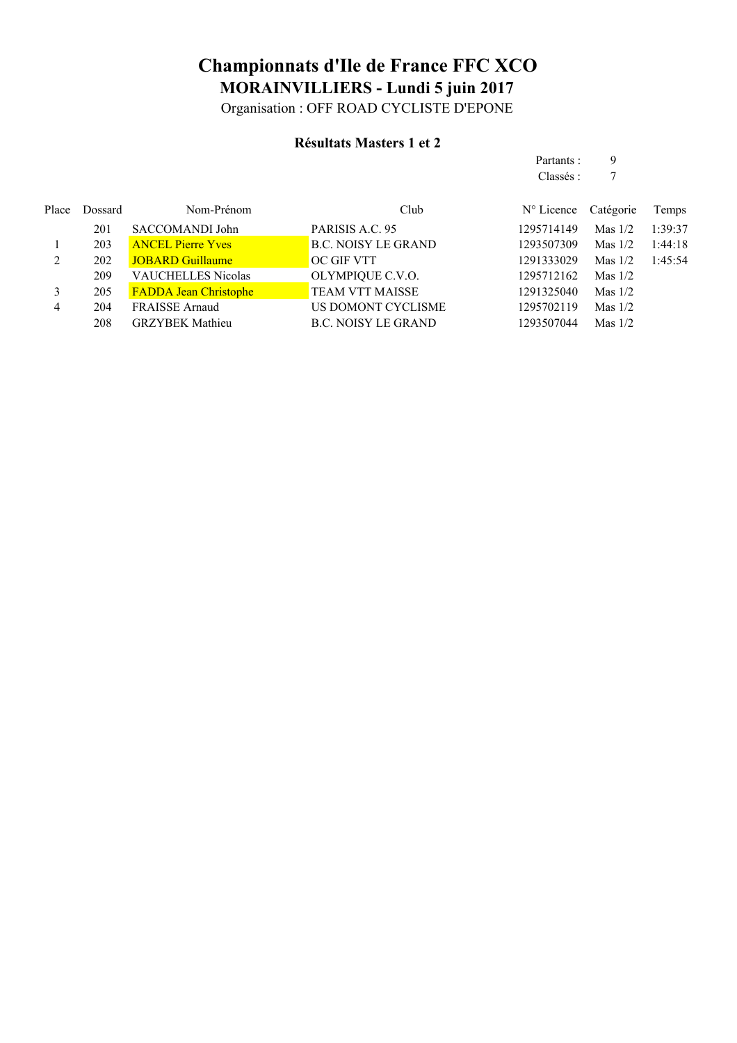# Championnats d'Ile de France FFC XCO

## MORAINVILLIERS - Lundi 5 juin 2017

Organisation : OFF ROAD CYCLISTE D'EPONE

### Résultats Masters 1 et 2

Partants : 9
Classés : 7

| Place | Dossard | Nom-Prénom | Club | N° Licence | Catégorie | Temps |
|---|---|---|---|---|---|---|
| | 201 | SACCOMANDI John | PARISIS A.C. 95 | 1295714149 | Mas 1/2 | 1:39:37 |
| 1 | 203 | ANCEL Pierre Yves | B.C. NOISY LE GRAND | 1293507309 | Mas 1/2 | 1:44:18 |
| 2 | 202 | JOBARD Guillaume | OC GIF VTT | 1291333029 | Mas 1/2 | 1:45:54 |
| | 209 | VAUCHELLES Nicolas | OLYMPIQUE C.V.O. | 1295712162 | Mas 1/2 | |
| 3 | 205 | FADDA Jean Christophe | TEAM VTT MAISSE | 1291325040 | Mas 1/2 | |
| 4 | 204 | FRAISSE Arnaud | US DOMONT CYCLISME | 1295702119 | Mas 1/2 | |
| | 208 | GRZYBEK Mathieu | B.C. NOISY LE GRAND | 1293507044 | Mas 1/2 | |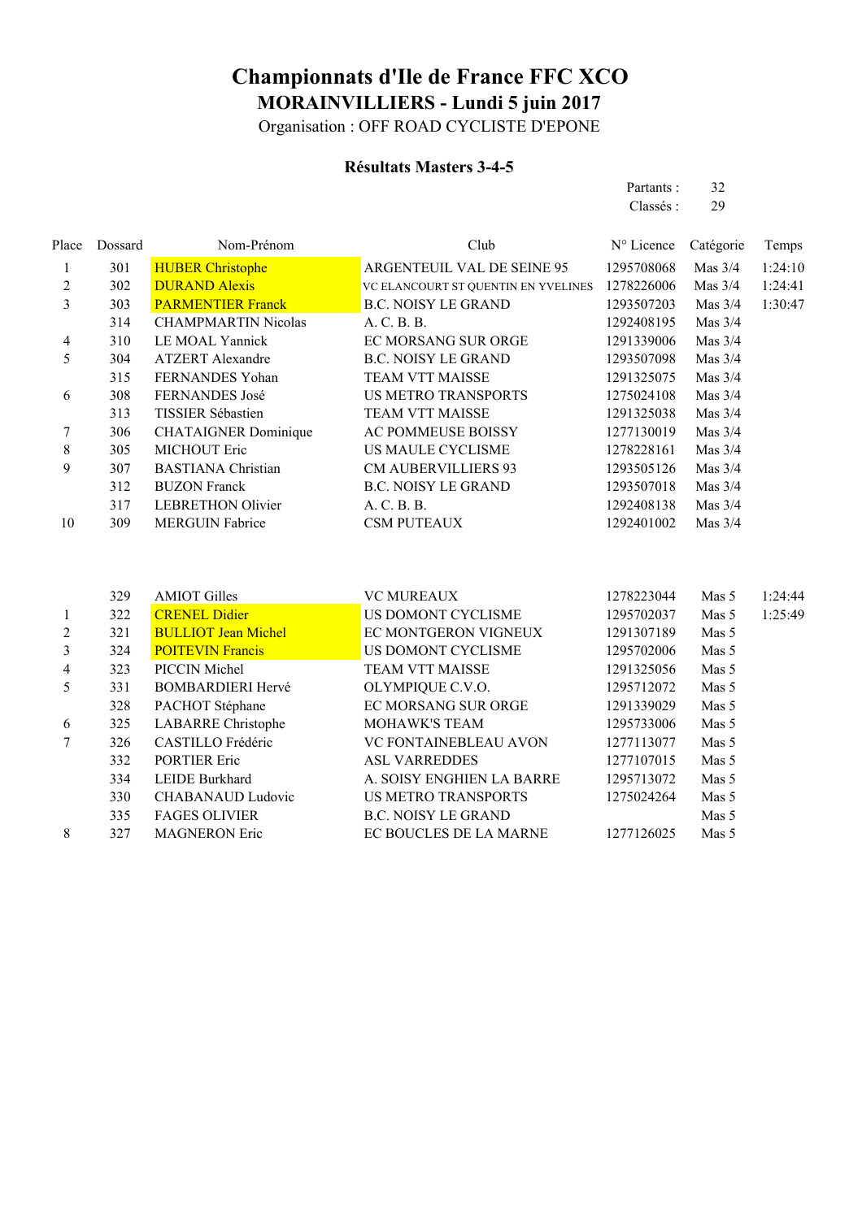# Championnats d'Ile de France FFC XCO

## MORAINVILLIERS - Lundi 5 juin 2017

Organisation : OFF ROAD CYCLISTE D'EPONE

### Résultats Masters 3-4-5

Partants : 32
Classés : 29

| Place | Dossard | Nom-Prénom | Club | N° Licence | Catégorie | Temps |
|---|---|---|---|---|---|---|
| 1 | 301 | HUBER Christophe | ARGENTEUIL VAL DE SEINE 95 | 1295708068 | Mas 3/4 | 1:24:10 |
| 2 | 302 | DURAND Alexis | VC ELANCOURT ST QUENTIN EN YVELINES | 1278226006 | Mas 3/4 | 1:24:41 |
| 3 | 303 | PARMENTIER Franck | B.C. NOISY LE GRAND | 1293507203 | Mas 3/4 | 1:30:47 |
| | 314 | CHAMPMARTIN Nicolas | A. C. B. B. | 1292408195 | Mas 3/4 | |
| 4 | 310 | LE MOAL Yannick | EC MORSANG SUR ORGE | 1291339006 | Mas 3/4 | |
| 5 | 304 | ATZERT Alexandre | B.C. NOISY LE GRAND | 1293507098 | Mas 3/4 | |
| | 315 | FERNANDES Yohan | TEAM VTT MAISSE | 1291325075 | Mas 3/4 | |
| 6 | 308 | FERNANDES José | US METRO TRANSPORTS | 1275024108 | Mas 3/4 | |
| | 313 | TISSIER Sébastien | TEAM VTT MAISSE | 1291325038 | Mas 3/4 | |
| 7 | 306 | CHATAIGNER Dominique | AC POMMEUSE BOISSY | 1277130019 | Mas 3/4 | |
| 8 | 305 | MICHOUT Eric | US MAULE CYCLISME | 1278228161 | Mas 3/4 | |
| 9 | 307 | BASTIANA Christian | CM AUBERVILLIERS 93 | 1293505126 | Mas 3/4 | |
| | 312 | BUZON Franck | B.C. NOISY LE GRAND | 1293507018 | Mas 3/4 | |
| | 317 | LEBRETHON Olivier | A. C. B. B. | 1292408138 | Mas 3/4 | |
| 10 | 309 | MERGUIN Fabrice | CSM PUTEAUX | 1292401002 | Mas 3/4 | |

| Place | Dossard | Nom-Prénom | Club | N° Licence | Catégorie | Temps |
|---|---|---|---|---|---|---|
| | 329 | AMIOT Gilles | VC MUREAUX | 1278223044 | Mas 5 | 1:24:44 |
| 1 | 322 | CRENEL Didier | US DOMONT CYCLISME | 1295702037 | Mas 5 | 1:25:49 |
| 2 | 321 | BULLIOT Jean Michel | EC MONTGERON VIGNEUX | 1291307189 | Mas 5 | |
| 3 | 324 | POITEVIN Francis | US DOMONT CYCLISME | 1295702006 | Mas 5 | |
| 4 | 323 | PICCIN Michel | TEAM VTT MAISSE | 1291325056 | Mas 5 | |
| 5 | 331 | BOMBARDIERI Hervé | OLYMPIQUE C.V.O. | 1295712072 | Mas 5 | |
| | 328 | PACHOT Stéphane | EC MORSANG SUR ORGE | 1291339029 | Mas 5 | |
| 6 | 325 | LABARRE Christophe | MOHAWK'S TEAM | 1295733006 | Mas 5 | |
| 7 | 326 | CASTILLO Frédéric | VC FONTAINEBLEAU AVON | 1277113077 | Mas 5 | |
| | 332 | PORTIER Eric | ASL VARREDDES | 1277107015 | Mas 5 | |
| | 334 | LEIDE Burkhard | A. SOISY ENGHIEN LA BARRE | 1295713072 | Mas 5 | |
| | 330 | CHABANAUD Ludovic | US METRO TRANSPORTS | 1275024264 | Mas 5 | |
| | 335 | FAGES OLIVIER | B.C. NOISY LE GRAND | | Mas 5 | |
| 8 | 327 | MAGNERON Eric | EC BOUCLES DE LA MARNE | 1277126025 | Mas 5 | |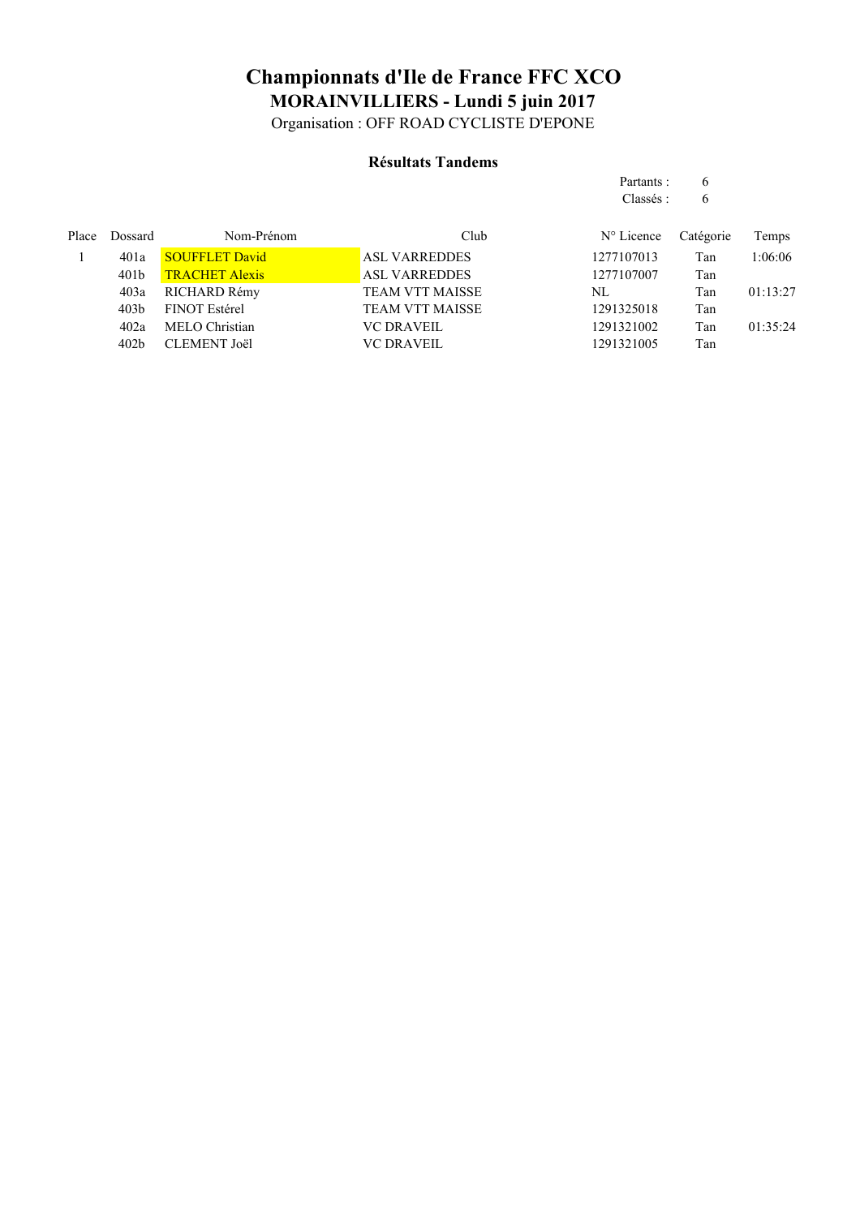# Championnats d'Ile de France FFC XCO

## MORAINVILLIERS - Lundi 5 juin 2017

Organisation : OFF ROAD CYCLISTE D'EPONE

### Résultats Tandems

Partants : 6
Classés : 6

| Place | Dossard | Nom-Prénom | Club | N° Licence | Catégorie | Temps |
|---|---|---|---|---|---|---|
| 1 | 401a | SOUFFLET David | ASL VARREDDES | 1277107013 | Tan | 1:06:06 |
| | 401b | TRACHET Alexis | ASL VARREDDES | 1277107007 | Tan | |
| | 403a | RICHARD Rémy | TEAM VTT MAISSE | NL | Tan | 01:13:27 |
| | 403b | FINOT Estérel | TEAM VTT MAISSE | 1291325018 | Tan | |
| | 402a | MELO Christian | VC DRAVEIL | 1291321002 | Tan | 01:35:24 |
| | 402b | CLEMENT Joël | VC DRAVEIL | 1291321005 | Tan | |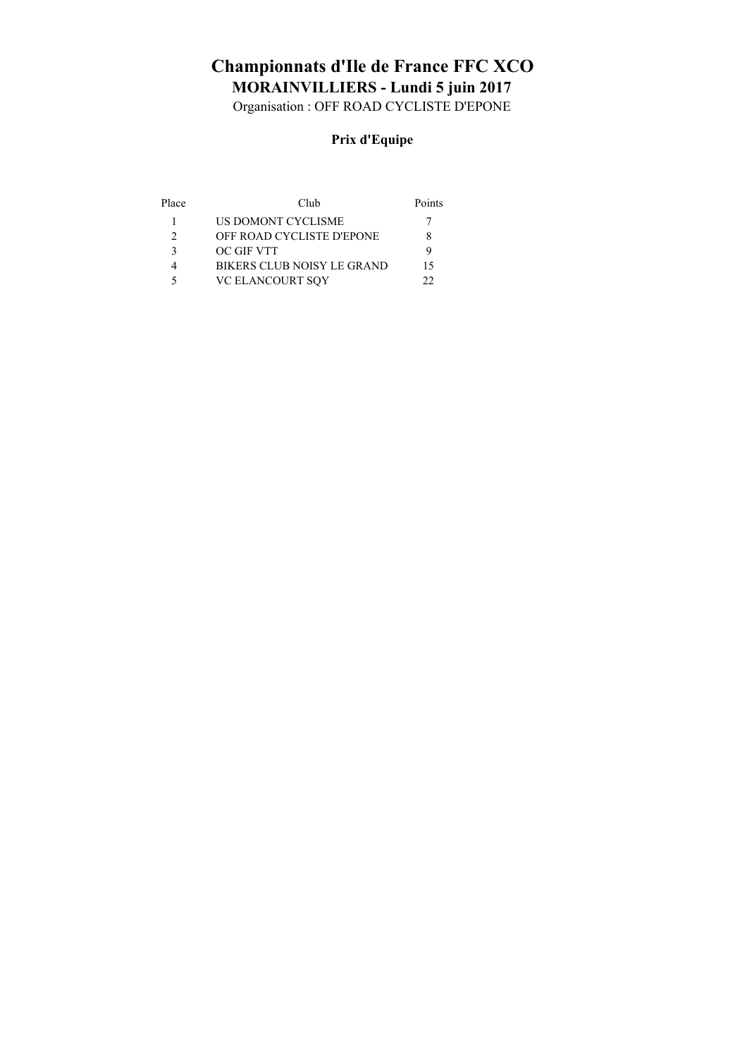# Championnats d'Ile de France FFC XCO

## MORAINVILLIERS - Lundi 5 juin 2017

Organisation : OFF ROAD CYCLISTE D'EPONE

### Prix d'Equipe

| Place | Club | Points |
|---|---|---|
| 1 | US DOMONT CYCLISME | 7 |
| 2 | OFF ROAD CYCLISTE D'EPONE | 8 |
| 3 | OC GIF VTT | 9 |
| 4 | BIKERS CLUB NOISY LE GRAND | 15 |
| 5 | VC ELANCOURT SQY | 22 |